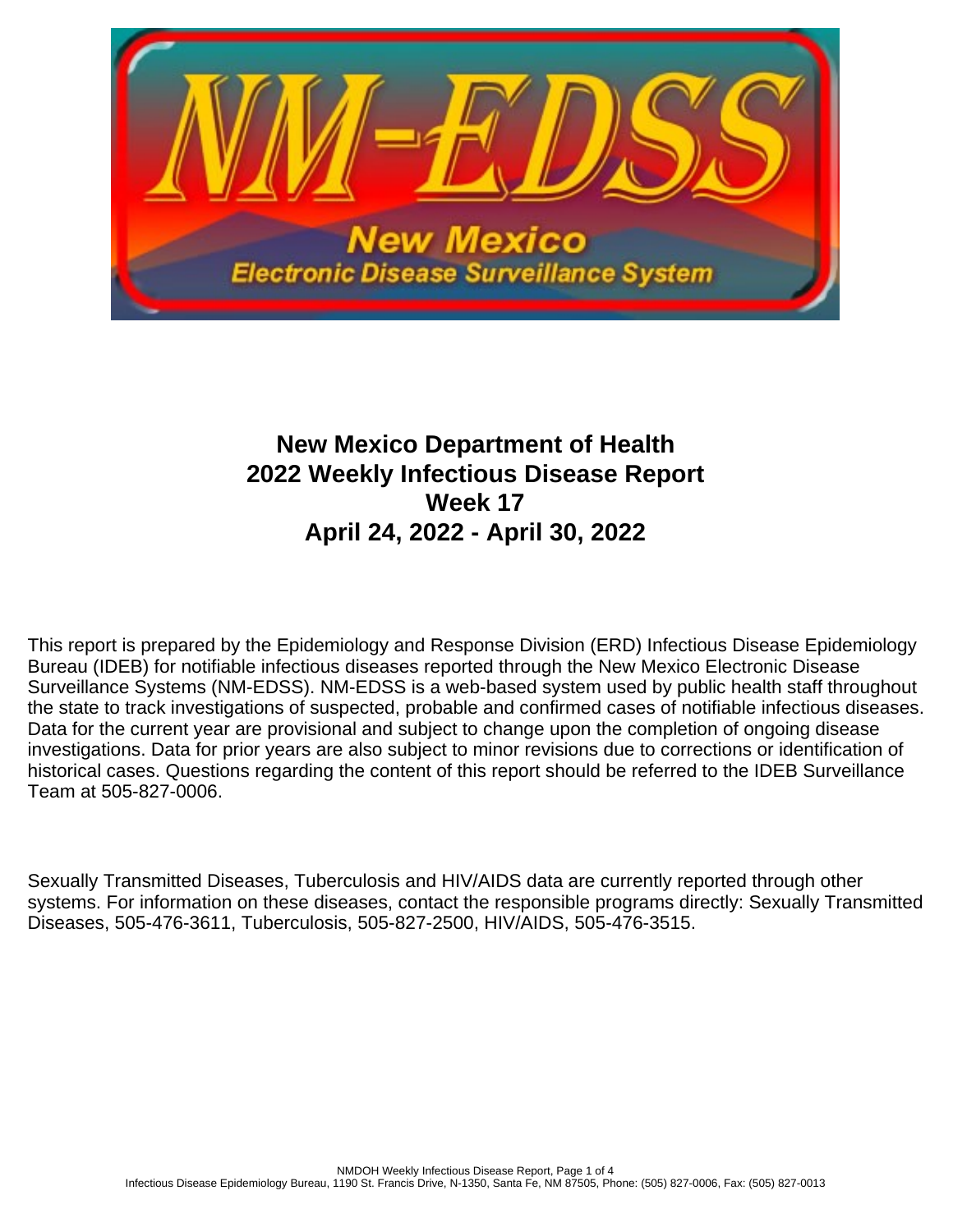# New Mexico Department of Health
# 2022 Weekly Infectious Disease Report
# Week 17
# April 24, 2022 - April 30, 2022

This report is prepared by the Epidemiology and Response Division (ERD) Infectious Disease Epidemiology Bureau (IDEB) for notifiable infectious diseases reported through the New Mexico Electronic Disease Surveillance Systems (NM-EDSS). NM-EDSS is a web-based system used by public health staff throughout the state to track investigations of suspected, probable and confirmed cases of notifiable infectious diseases. Data for the current year are provisional and subject to change upon the completion of ongoing disease investigations. Data for prior years are also subject to minor revisions due to corrections or identification of historical cases. Questions regarding the content of this report should be referred to the IDEB Surveillance Team at 505-827-0006.

Sexually Transmitted Diseases, Tuberculosis and HIV/AIDS data are currently reported through other systems. For information on these diseases, contact the responsible programs directly: Sexually Transmitted Diseases, 505-476-3611, Tuberculosis, 505-827-2500, HIV/AIDS, 505-476-3515.

Infectious Disease Epidemiology Bureau, 1190 St. Francis Drive, N-1350, Santa Fe, NM 87505, Phone: (505) 827-0006, Fax: (505) 827-0013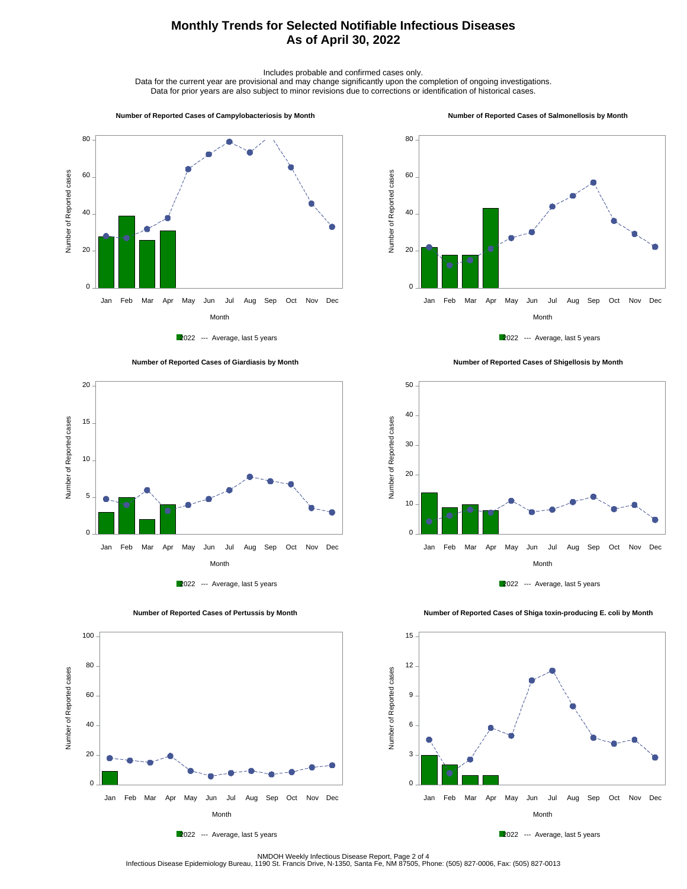# Monthly Trends for Selected Notifiable Infectious Diseases
## As of April 30, 2022

Includes probable and confirmed cases only.
Data for the current year are provisional and may change significantly upon the completion of ongoing investigations.
Data for prior years are also subject to minor revisions due to corrections or identification of historical cases.

**Number of Reported Cases of Campylobacteriosis by Month**

Number of Reported cases

Jan Feb Mar Apr May Jun Jul Aug Sep Oct Nov Dec

Month

2022 --- Average, last 5 years

**Number of Reported Cases of Salmonellosis by Month**

Number of Reported cases

Jan Feb Mar Apr May Jun Jul Aug Sep Oct Nov Dec

Month

2022 --- Average, last 5 years

**Number of Reported Cases of Giardiasis by Month**

Number of Reported cases

Jan Feb Mar Apr May Jun Jul Aug Sep Oct Nov Dec

Month

2022 --- Average, last 5 years

**Number of Reported Cases of Shigellosis by Month**

Number of Reported cases

Jan Feb Mar Apr May Jun Jul Aug Sep Oct Nov Dec

Month

2022 --- Average, last 5 years

**Number of Reported Cases of Pertussis by Month**

Number of Reported cases

Jan Feb Mar Apr May Jun Jul Aug Sep Oct Nov Dec

Month

2022 --- Average, last 5 years

**Number of Reported Cases of Shiga toxin-producing E. coli by Month**

Number of Reported cases

Jan Feb Mar Apr May Jun Jul Aug Sep Oct Nov Dec

Month

2022 --- Average, last 5 years

NMDOH Weekly Infectious Disease Report, Page 2 of 4
Infectious Disease Epidemiology Bureau, 1190 St. Francis Drive, N-1350, Santa Fe, NM 87505, Phone: (505) 827-0006, Fax: (505) 827-0013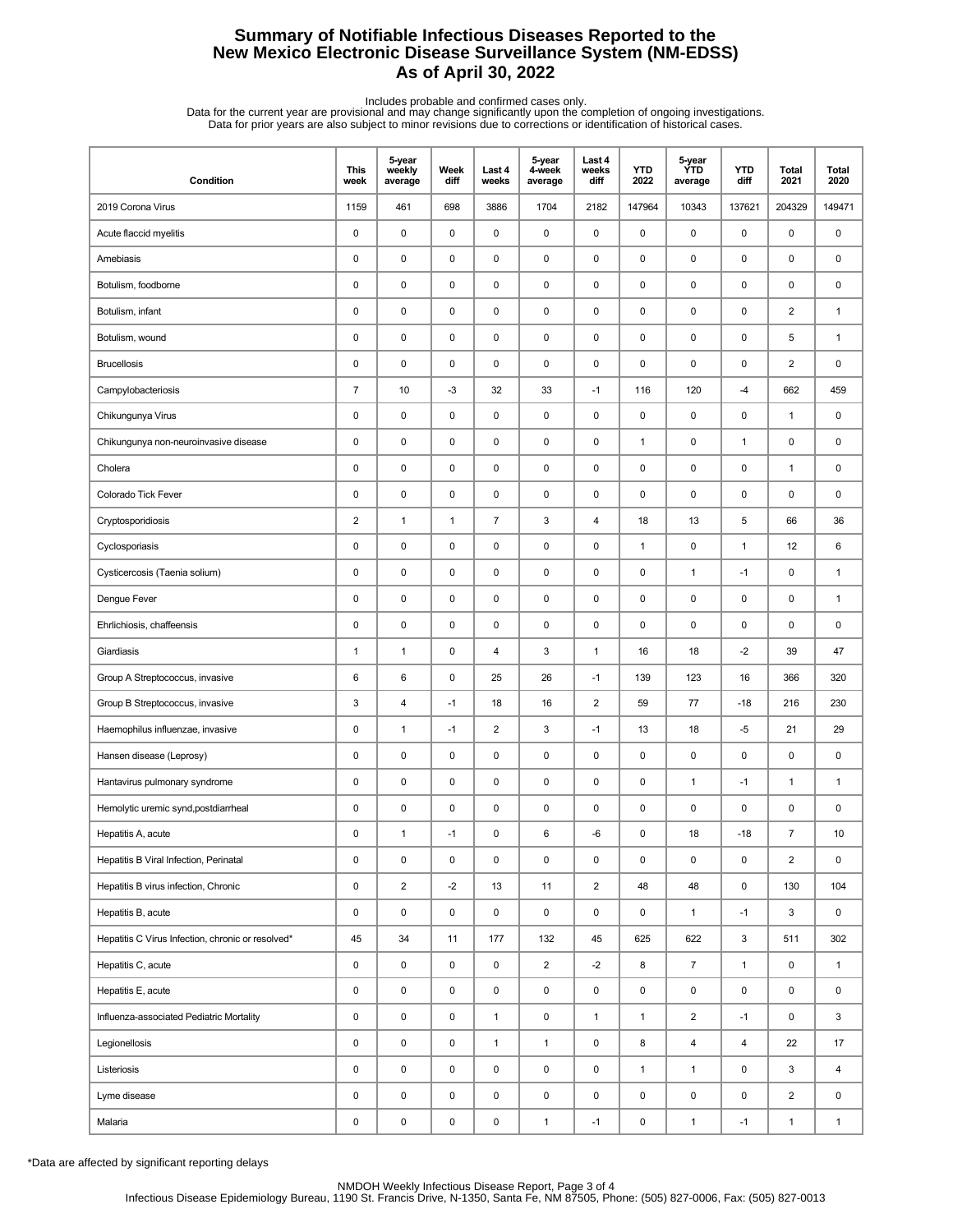# Summary of Notifiable Infectious Diseases Reported to the New Mexico Electronic Disease Surveillance System (NM-EDSS)
## As of April 30, 2022

Includes probable and confirmed cases only.
Data for the current year are provisional and may change significantly upon the completion of ongoing investigations.
Data for prior years are also subject to minor revisions due to corrections or identification of historical cases.

| Condition | This week | 5-year weekly average | Week diff | Last 4 weeks | 5-year 4-week average | Last 4 weeks diff | YTD 2022 | 5-year YTD average | YTD diff | Total 2021 | Total 2020 |
|---|---|---|---|---|---|---|---|---|---|---|---|
| 2019 Corona Virus | 1159 | 461 | 698 | 3886 | 1704 | 2182 | 147964 | 10343 | 137621 | 204329 | 149471 |
| Acute flaccid myelitis | 0 | 0 | 0 | 0 | 0 | 0 | 0 | 0 | 0 | 0 | 0 |
| Amebiasis | 0 | 0 | 0 | 0 | 0 | 0 | 0 | 0 | 0 | 0 | 0 |
| Botulism, foodborne | 0 | 0 | 0 | 0 | 0 | 0 | 0 | 0 | 0 | 0 | 0 |
| Botulism, infant | 0 | 0 | 0 | 0 | 0 | 0 | 0 | 0 | 0 | 2 | 1 |
| Botulism, wound | 0 | 0 | 0 | 0 | 0 | 0 | 0 | 0 | 0 | 5 | 1 |
| Brucellosis | 0 | 0 | 0 | 0 | 0 | 0 | 0 | 0 | 0 | 2 | 0 |
| Campylobacteriosis | 7 | 10 | -3 | 32 | 33 | -1 | 116 | 120 | -4 | 662 | 459 |
| Chikungunya Virus | 0 | 0 | 0 | 0 | 0 | 0 | 0 | 0 | 0 | 1 | 0 |
| Chikungunya non-neuroinvasive disease | 0 | 0 | 0 | 0 | 0 | 0 | 1 | 0 | 1 | 0 | 0 |
| Cholera | 0 | 0 | 0 | 0 | 0 | 0 | 0 | 0 | 0 | 1 | 0 |
| Colorado Tick Fever | 0 | 0 | 0 | 0 | 0 | 0 | 0 | 0 | 0 | 0 | 0 |
| Cryptosporidiosis | 2 | 1 | 1 | 7 | 3 | 4 | 18 | 13 | 5 | 66 | 36 |
| Cyclosporiasis | 0 | 0 | 0 | 0 | 0 | 0 | 1 | 0 | 1 | 12 | 6 |
| Cysticercosis (Taenia solium) | 0 | 0 | 0 | 0 | 0 | 0 | 0 | 1 | -1 | 0 | 1 |
| Dengue Fever | 0 | 0 | 0 | 0 | 0 | 0 | 0 | 0 | 0 | 0 | 1 |
| Ehrlichiosis, chaffeensis | 0 | 0 | 0 | 0 | 0 | 0 | 0 | 0 | 0 | 0 | 0 |
| Giardiasis | 1 | 1 | 0 | 4 | 3 | 1 | 16 | 18 | -2 | 39 | 47 |
| Group A Streptococcus, invasive | 6 | 6 | 0 | 25 | 26 | -1 | 139 | 123 | 16 | 366 | 320 |
| Group B Streptococcus, invasive | 3 | 4 | -1 | 18 | 16 | 2 | 59 | 77 | -18 | 216 | 230 |
| Haemophilus influenzae, invasive | 0 | 1 | -1 | 2 | 3 | -1 | 13 | 18 | -5 | 21 | 29 |
| Hansen disease (Leprosy) | 0 | 0 | 0 | 0 | 0 | 0 | 0 | 0 | 0 | 0 | 0 |
| Hantavirus pulmonary syndrome | 0 | 0 | 0 | 0 | 0 | 0 | 0 | 1 | -1 | 1 | 1 |
| Hemolytic uremic synd,postdiarrheal | 0 | 0 | 0 | 0 | 0 | 0 | 0 | 0 | 0 | 0 | 0 |
| Hepatitis A, acute | 0 | 1 | -1 | 0 | 6 | -6 | 0 | 18 | -18 | 7 | 10 |
| Hepatitis B Viral Infection, Perinatal | 0 | 0 | 0 | 0 | 0 | 0 | 0 | 0 | 0 | 2 | 0 |
| Hepatitis B virus infection, Chronic | 0 | 2 | -2 | 13 | 11 | 2 | 48 | 48 | 0 | 130 | 104 |
| Hepatitis B, acute | 0 | 0 | 0 | 0 | 0 | 0 | 0 | 1 | -1 | 3 | 0 |
| Hepatitis C Virus Infection, chronic or resolved* | 45 | 34 | 11 | 177 | 132 | 45 | 625 | 622 | 3 | 511 | 302 |
| Hepatitis C, acute | 0 | 0 | 0 | 0 | 2 | -2 | 8 | 7 | 1 | 0 | 1 |
| Hepatitis E, acute | 0 | 0 | 0 | 0 | 0 | 0 | 0 | 0 | 0 | 0 | 0 |
| Influenza-associated Pediatric Mortality | 0 | 0 | 0 | 1 | 0 | 1 | 1 | 2 | -1 | 0 | 3 |
| Legionellosis | 0 | 0 | 0 | 1 | 1 | 0 | 8 | 4 | 4 | 22 | 17 |
| Listeriosis | 0 | 0 | 0 | 0 | 0 | 0 | 1 | 1 | 0 | 3 | 4 |
| Lyme disease | 0 | 0 | 0 | 0 | 0 | 0 | 0 | 0 | 0 | 2 | 0 |
| Malaria | 0 | 0 | 0 | 0 | 1 | -1 | 0 | 1 | -1 | 1 | 1 |

*Data are affected by significant reporting delays

NMDOH Weekly Infectious Disease Report, Page 3 of 4
Infectious Disease Epidemiology Bureau, 1190 St. Francis Drive, N-1350, Santa Fe, NM 87505, Phone: (505) 827-0006, Fax: (505) 827-0013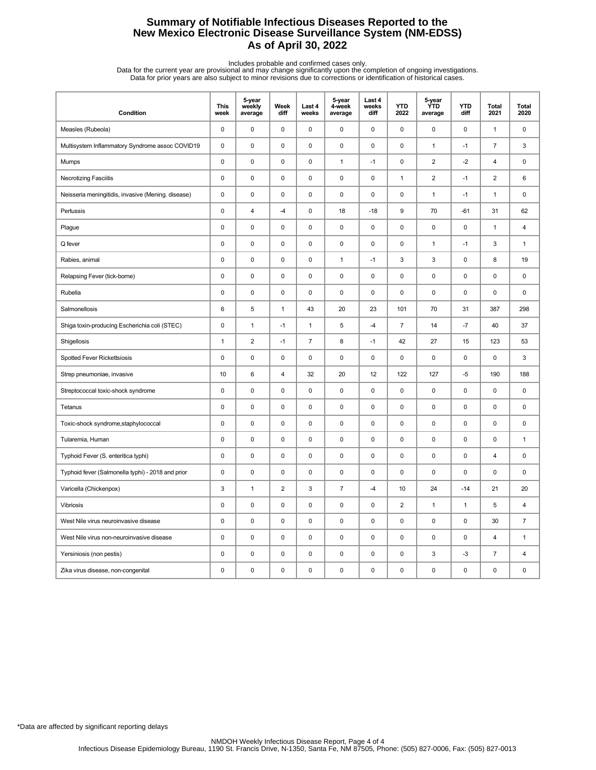# Summary of Notifiable Infectious Diseases Reported to the New Mexico Electronic Disease Surveillance System (NM-EDSS)
# As of April 30, 2022

Includes probable and confirmed cases only.
Data for the current year are provisional and may change significantly upon the completion of ongoing investigations.
Data for prior years are also subject to minor revisions due to corrections or identification of historical cases.

| Condition | This week | 5-year weekly average | Week diff | Last 4 weeks | 5-year 4-week average | Last 4 weeks diff | YTD 2022 | 5-year YTD average | YTD diff | Total 2021 | Total 2020 |
|---|---|---|---|---|---|---|---|---|---|---|---|
| Measles (Rubeola) | 0 | 0 | 0 | 0 | 0 | 0 | 0 | 0 | 0 | 1 | 0 |
| Multisystem Inflammatory Syndrome assoc COVID19 | 0 | 0 | 0 | 0 | 0 | 0 | 0 | 1 | -1 | 7 | 3 |
| Mumps | 0 | 0 | 0 | 0 | 1 | -1 | 0 | 2 | -2 | 4 | 0 |
| Necrotizing Fasciitis | 0 | 0 | 0 | 0 | 0 | 0 | 1 | 2 | -1 | 2 | 6 |
| Neisseria meningitidis, invasive (Mening. disease) | 0 | 0 | 0 | 0 | 0 | 0 | 0 | 1 | -1 | 1 | 0 |
| Pertussis | 0 | 4 | -4 | 0 | 18 | -18 | 9 | 70 | -61 | 31 | 62 |
| Plague | 0 | 0 | 0 | 0 | 0 | 0 | 0 | 0 | 0 | 1 | 4 |
| Q fever | 0 | 0 | 0 | 0 | 0 | 0 | 0 | 1 | -1 | 3 | 1 |
| Rabies, animal | 0 | 0 | 0 | 0 | 1 | -1 | 3 | 3 | 0 | 8 | 19 |
| Relapsing Fever (tick-borne) | 0 | 0 | 0 | 0 | 0 | 0 | 0 | 0 | 0 | 0 | 0 |
| Rubella | 0 | 0 | 0 | 0 | 0 | 0 | 0 | 0 | 0 | 0 | 0 |
| Salmonellosis | 6 | 5 | 1 | 43 | 20 | 23 | 101 | 70 | 31 | 387 | 298 |
| Shiga toxin-producing Escherichia coli (STEC) | 0 | 1 | -1 | 1 | 5 | -4 | 7 | 14 | -7 | 40 | 37 |
| Shigellosis | 1 | 2 | -1 | 7 | 8 | -1 | 42 | 27 | 15 | 123 | 53 |
| Spotted Fever Rickettsiosis | 0 | 0 | 0 | 0 | 0 | 0 | 0 | 0 | 0 | 0 | 3 |
| Strep pneumoniae, invasive | 10 | 6 | 4 | 32 | 20 | 12 | 122 | 127 | -5 | 190 | 188 |
| Streptococcal toxic-shock syndrome | 0 | 0 | 0 | 0 | 0 | 0 | 0 | 0 | 0 | 0 | 0 |
| Tetanus | 0 | 0 | 0 | 0 | 0 | 0 | 0 | 0 | 0 | 0 | 0 |
| Toxic-shock syndrome,staphylococcal | 0 | 0 | 0 | 0 | 0 | 0 | 0 | 0 | 0 | 0 | 0 |
| Tularemia, Human | 0 | 0 | 0 | 0 | 0 | 0 | 0 | 0 | 0 | 0 | 1 |
| Typhoid Fever (S. enteritica typhi) | 0 | 0 | 0 | 0 | 0 | 0 | 0 | 0 | 0 | 4 | 0 |
| Typhoid fever (Salmonella typhi) - 2018 and prior | 0 | 0 | 0 | 0 | 0 | 0 | 0 | 0 | 0 | 0 | 0 |
| Varicella (Chickenpox) | 3 | 1 | 2 | 3 | 7 | -4 | 10 | 24 | -14 | 21 | 20 |
| Vibriosis | 0 | 0 | 0 | 0 | 0 | 0 | 2 | 1 | 1 | 5 | 4 |
| West Nile virus neuroinvasive disease | 0 | 0 | 0 | 0 | 0 | 0 | 0 | 0 | 0 | 30 | 7 |
| West Nile virus non-neuroinvasive disease | 0 | 0 | 0 | 0 | 0 | 0 | 0 | 0 | 0 | 4 | 1 |
| Yersiniosis (non pestis) | 0 | 0 | 0 | 0 | 0 | 0 | 0 | 3 | -3 | 7 | 4 |
| Zika virus disease, non-congenital | 0 | 0 | 0 | 0 | 0 | 0 | 0 | 0 | 0 | 0 | 0 |

*Data are affected by significant reporting delays

NMDOH Weekly Infectious Disease Report, Page 4 of 4
Infectious Disease Epidemiology Bureau, 1190 St. Francis Drive, N-1350, Santa Fe, NM 87505, Phone: (505) 827-0006, Fax: (505) 827-0013